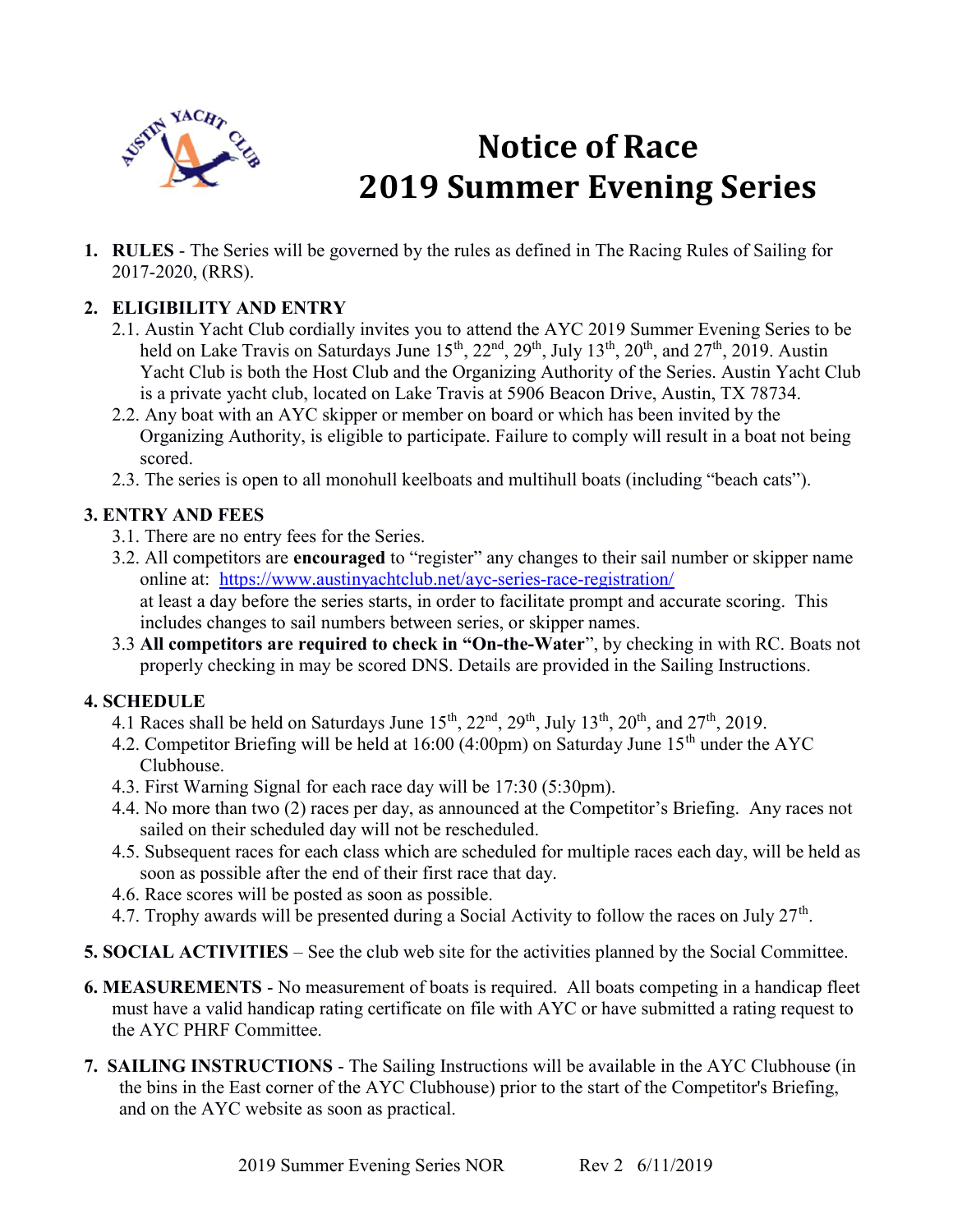# Notice of Race
# 2019 Summer Evening Series

1. **RULES** - The Series will be governed by the rules as defined in The Racing Rules of Sailing for 2017-2020, (RRS).

2. **ELIGIBILITY AND ENTRY**
   - 2.1. Austin Yacht Club cordially invites you to attend the AYC 2019 Summer Evening Series to be held on Lake Travis on Saturdays June 15th, 22nd, 29th, July 13th, 20th, and 27th, 2019. Austin Yacht Club is both the Host Club and the Organizing Authority of the Series. Austin Yacht Club is a private yacht club, located on Lake Travis at 5906 Beacon Drive, Austin, TX 78734.
   - 2.2. Any boat with an AYC skipper or member on board or which has been invited by the Organizing Authority, is eligible to participate. Failure to comply will result in a boat not being scored.
   - 2.3. The series is open to all monohull keelboats and multihull boats (including "beach cats").

**3. ENTRY AND FEES**
   - 3.1. There are no entry fees for the Series.
   - 3.2. All competitors are **encouraged** to "register" any changes to their sail number or skipper name online at: https://www.austinyachtclub.net/ayc-series-race-registration/ at least a day before the series starts, in order to facilitate prompt and accurate scoring. This includes changes to sail numbers between series, or skipper names.
   - 3.3 **All competitors are required to check in "On-the-Water"**, by checking in with RC. Boats not properly checking in may be scored DNS. Details are provided in the Sailing Instructions.

**4. SCHEDULE**
   - 4.1 Races shall be held on Saturdays June 15th, 22nd, 29th, July 13th, 20th, and 27th, 2019.
   - 4.2. Competitor Briefing will be held at 16:00 (4:00pm) on Saturday June 15th under the AYC Clubhouse.
   - 4.3. First Warning Signal for each race day will be 17:30 (5:30pm).
   - 4.4. No more than two (2) races per day, as announced at the Competitor's Briefing. Any races not sailed on their scheduled day will not be rescheduled.
   - 4.5. Subsequent races for each class which are scheduled for multiple races each day, will be held as soon as possible after the end of their first race that day.
   - 4.6. Race scores will be posted as soon as possible.
   - 4.7. Trophy awards will be presented during a Social Activity to follow the races on July 27th.

**5. SOCIAL ACTIVITIES** – See the club web site for the activities planned by the Social Committee.

**6. MEASUREMENTS** - No measurement of boats is required. All boats competing in a handicap fleet must have a valid handicap rating certificate on file with AYC or have submitted a rating request to the AYC PHRF Committee.

7. **SAILING INSTRUCTIONS** - The Sailing Instructions will be available in the AYC Clubhouse (in the bins in the East corner of the AYC Clubhouse) prior to the start of the Competitor's Briefing, and on the AYC website as soon as practical.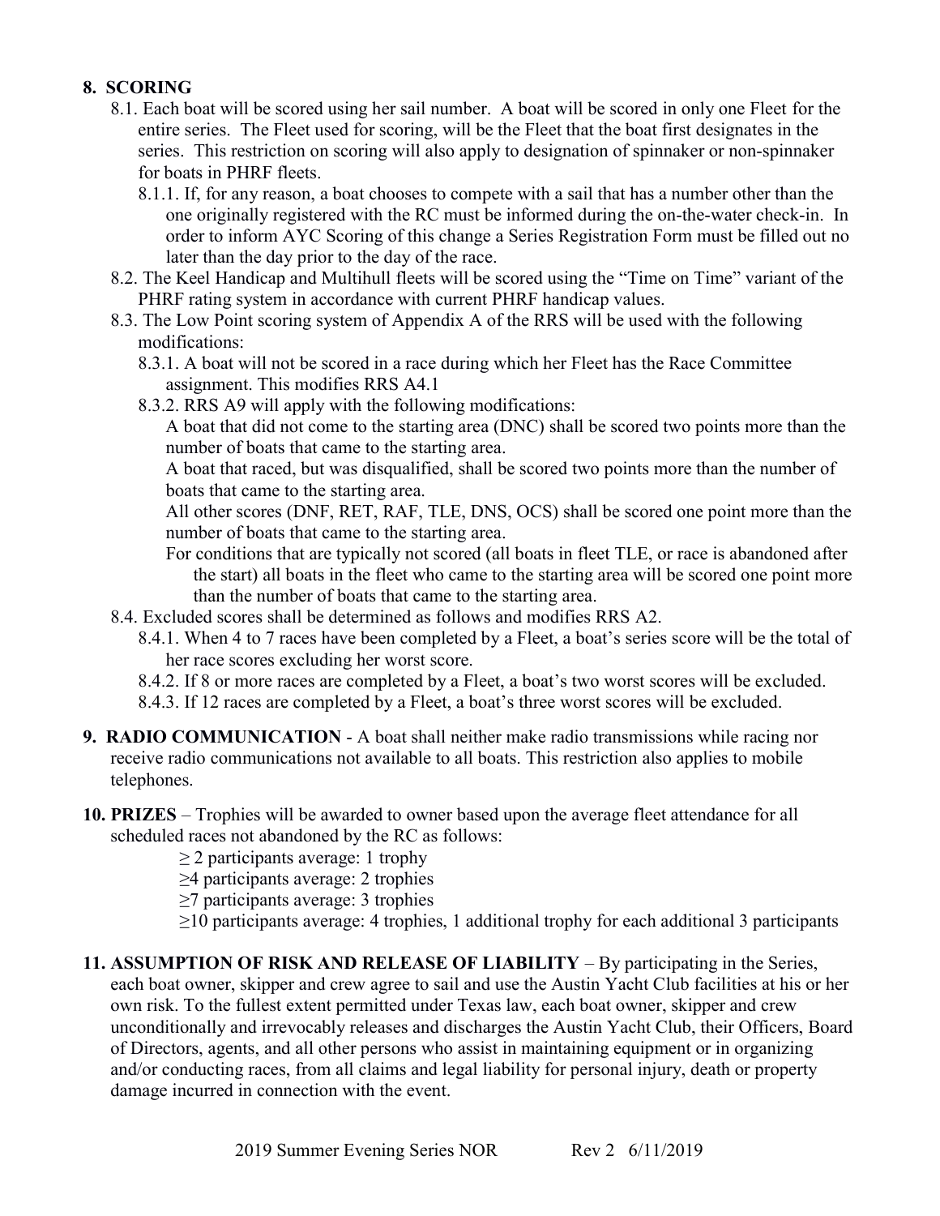## 8. SCORING

8.1. Each boat will be scored using her sail number. A boat will be scored in only one Fleet for the entire series. The Fleet used for scoring, will be the Fleet that the boat first designates in the series. This restriction on scoring will also apply to designation of spinnaker or non-spinnaker for boats in PHRF fleets.

8.1.1. If, for any reason, a boat chooses to compete with a sail that has a number other than the one originally registered with the RC must be informed during the on-the-water check-in. In order to inform AYC Scoring of this change a Series Registration Form must be filled out no later than the day prior to the day of the race.

8.2. The Keel Handicap and Multihull fleets will be scored using the "Time on Time" variant of the PHRF rating system in accordance with current PHRF handicap values.

8.3. The Low Point scoring system of Appendix A of the RRS will be used with the following modifications:

8.3.1. A boat will not be scored in a race during which her Fleet has the Race Committee assignment. This modifies RRS A4.1

8.3.2. RRS A9 will apply with the following modifications:

A boat that did not come to the starting area (DNC) shall be scored two points more than the number of boats that came to the starting area.

A boat that raced, but was disqualified, shall be scored two points more than the number of boats that came to the starting area.

All other scores (DNF, RET, RAF, TLE, DNS, OCS) shall be scored one point more than the number of boats that came to the starting area.

For conditions that are typically not scored (all boats in fleet TLE, or race is abandoned after the start) all boats in the fleet who came to the starting area will be scored one point more than the number of boats that came to the starting area.

8.4. Excluded scores shall be determined as follows and modifies RRS A2.

8.4.1. When 4 to 7 races have been completed by a Fleet, a boat's series score will be the total of her race scores excluding her worst score.

8.4.2. If 8 or more races are completed by a Fleet, a boat's two worst scores will be excluded.

8.4.3. If 12 races are completed by a Fleet, a boat's three worst scores will be excluded.

**9. RADIO COMMUNICATION** - A boat shall neither make radio transmissions while racing nor receive radio communications not available to all boats. This restriction also applies to mobile telephones.

**10. PRIZES** – Trophies will be awarded to owner based upon the average fleet attendance for all scheduled races not abandoned by the RC as follows:

- ≥ 2 participants average: 1 trophy
- ≥4 participants average: 2 trophies
- ≥7 participants average: 3 trophies
- ≥10 participants average: 4 trophies, 1 additional trophy for each additional 3 participants

**11. ASSUMPTION OF RISK AND RELEASE OF LIABILITY** – By participating in the Series, each boat owner, skipper and crew agree to sail and use the Austin Yacht Club facilities at his or her own risk. To the fullest extent permitted under Texas law, each boat owner, skipper and crew unconditionally and irrevocably releases and discharges the Austin Yacht Club, their Officers, Board of Directors, agents, and all other persons who assist in maintaining equipment or in organizing and/or conducting races, from all claims and legal liability for personal injury, death or property damage incurred in connection with the event.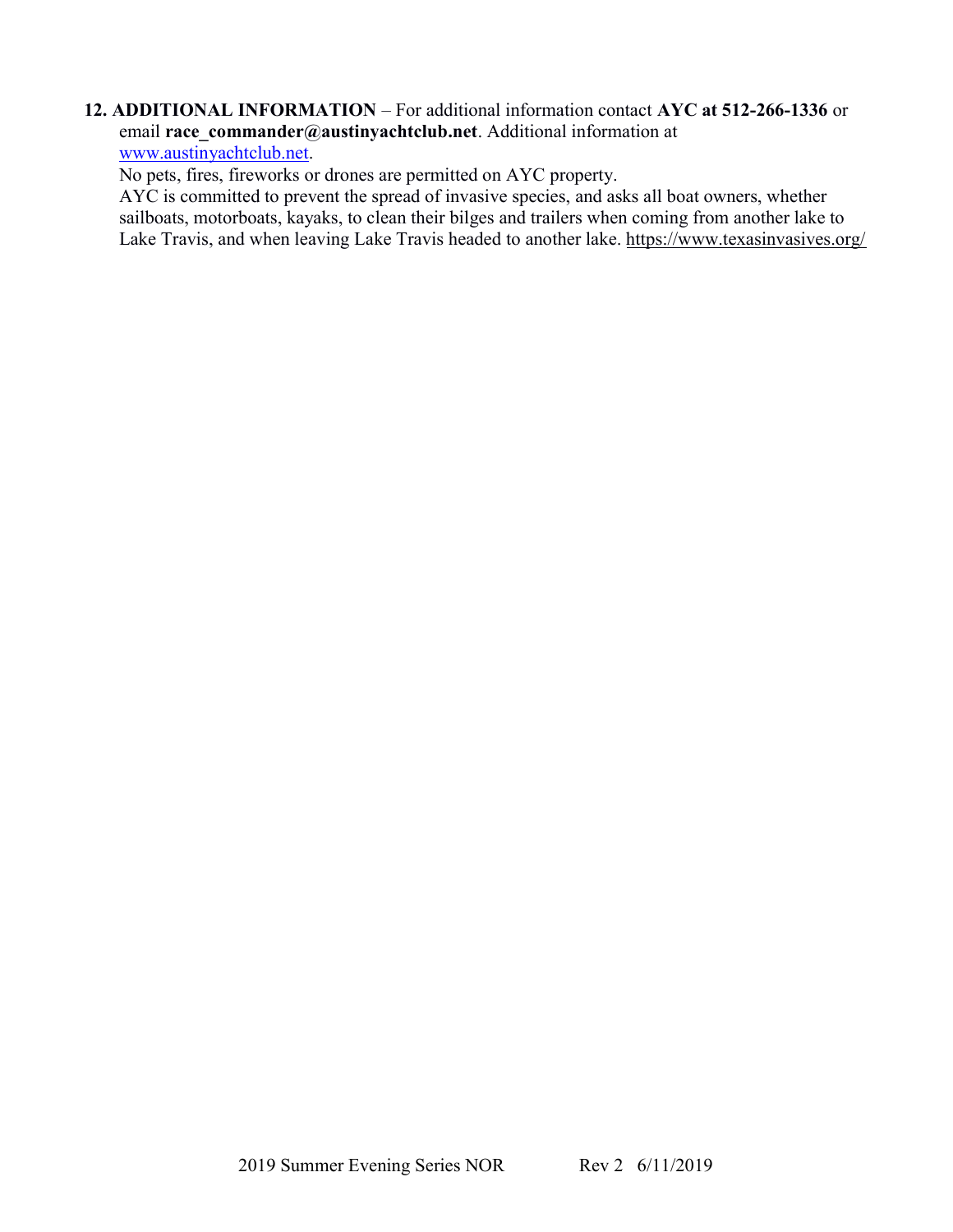**12. ADDITIONAL INFORMATION** – For additional information contact **AYC at 512-266-1336** or email **race_commander@austinyachtclub.net**. Additional information at www.austinyachtclub.net.

No pets, fires, fireworks or drones are permitted on AYC property.

AYC is committed to prevent the spread of invasive species, and asks all boat owners, whether sailboats, motorboats, kayaks, to clean their bilges and trailers when coming from another lake to Lake Travis, and when leaving Lake Travis headed to another lake. https://www.texasinvasives.org/